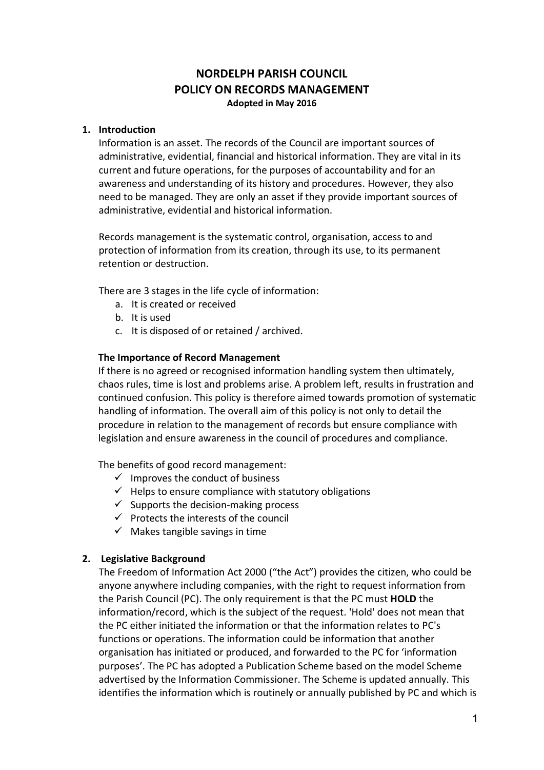# NORDELPH PARISH COUNCIL
# POLICY ON RECORDS MANAGEMENT

**Adopted in May 2016**

## 1. Introduction

Information is an asset. The records of the Council are important sources of administrative, evidential, financial and historical information. They are vital in its current and future operations, for the purposes of accountability and for an awareness and understanding of its history and procedures. However, they also need to be managed. They are only an asset if they provide important sources of administrative, evidential and historical information.

Records management is the systematic control, organisation, access to and protection of information from its creation, through its use, to its permanent retention or destruction.

There are 3 stages in the life cycle of information:

a. It is created or received
b. It is used
c. It is disposed of or retained / archived.

### The Importance of Record Management

If there is no agreed or recognised information handling system then ultimately, chaos rules, time is lost and problems arise. A problem left, results in frustration and continued confusion. This policy is therefore aimed towards promotion of systematic handling of information. The overall aim of this policy is not only to detail the procedure in relation to the management of records but ensure compliance with legislation and ensure awareness in the council of procedures and compliance.

The benefits of good record management:

- ✓ Improves the conduct of business
- ✓ Helps to ensure compliance with statutory obligations
- ✓ Supports the decision-making process
- ✓ Protects the interests of the council
- ✓ Makes tangible savings in time

## 2. Legislative Background

The Freedom of Information Act 2000 ("the Act") provides the citizen, who could be anyone anywhere including companies, with the right to request information from the Parish Council (PC). The only requirement is that the PC must **HOLD** the information/record, which is the subject of the request. 'Hold' does not mean that the PC either initiated the information or that the information relates to PC's functions or operations. The information could be information that another organisation has initiated or produced, and forwarded to the PC for 'information purposes'. The PC has adopted a Publication Scheme based on the model Scheme advertised by the Information Commissioner. The Scheme is updated annually. This identifies the information which is routinely or annually published by PC and which is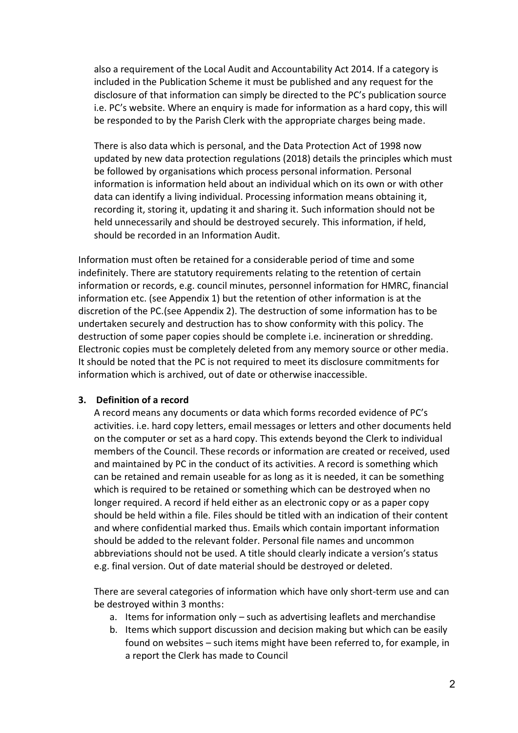also a requirement of the Local Audit and Accountability Act 2014. If a category is included in the Publication Scheme it must be published and any request for the disclosure of that information can simply be directed to the PC's publication source i.e. PC's website. Where an enquiry is made for information as a hard copy, this will be responded to by the Parish Clerk with the appropriate charges being made.

There is also data which is personal, and the Data Protection Act of 1998 now updated by new data protection regulations (2018) details the principles which must be followed by organisations which process personal information. Personal information is information held about an individual which on its own or with other data can identify a living individual. Processing information means obtaining it, recording it, storing it, updating it and sharing it. Such information should not be held unnecessarily and should be destroyed securely. This information, if held, should be recorded in an Information Audit.

Information must often be retained for a considerable period of time and some indefinitely. There are statutory requirements relating to the retention of certain information or records, e.g. council minutes, personnel information for HMRC, financial information etc. (see Appendix 1) but the retention of other information is at the discretion of the PC.(see Appendix 2). The destruction of some information has to be undertaken securely and destruction has to show conformity with this policy. The destruction of some paper copies should be complete i.e. incineration or shredding. Electronic copies must be completely deleted from any memory source or other media. It should be noted that the PC is not required to meet its disclosure commitments for information which is archived, out of date or otherwise inaccessible.

**3. Definition of a record**

A record means any documents or data which forms recorded evidence of PC's activities. i.e. hard copy letters, email messages or letters and other documents held on the computer or set as a hard copy. This extends beyond the Clerk to individual members of the Council. These records or information are created or received, used and maintained by PC in the conduct of its activities. A record is something which can be retained and remain useable for as long as it is needed, it can be something which is required to be retained or something which can be destroyed when no longer required. A record if held either as an electronic copy or as a paper copy should be held within a file. Files should be titled with an indication of their content and where confidential marked thus. Emails which contain important information should be added to the relevant folder. Personal file names and uncommon abbreviations should not be used. A title should clearly indicate a version's status e.g. final version. Out of date material should be destroyed or deleted.

There are several categories of information which have only short-term use and can be destroyed within 3 months:

a. Items for information only – such as advertising leaflets and merchandise
b. Items which support discussion and decision making but which can be easily found on websites – such items might have been referred to, for example, in a report the Clerk has made to Council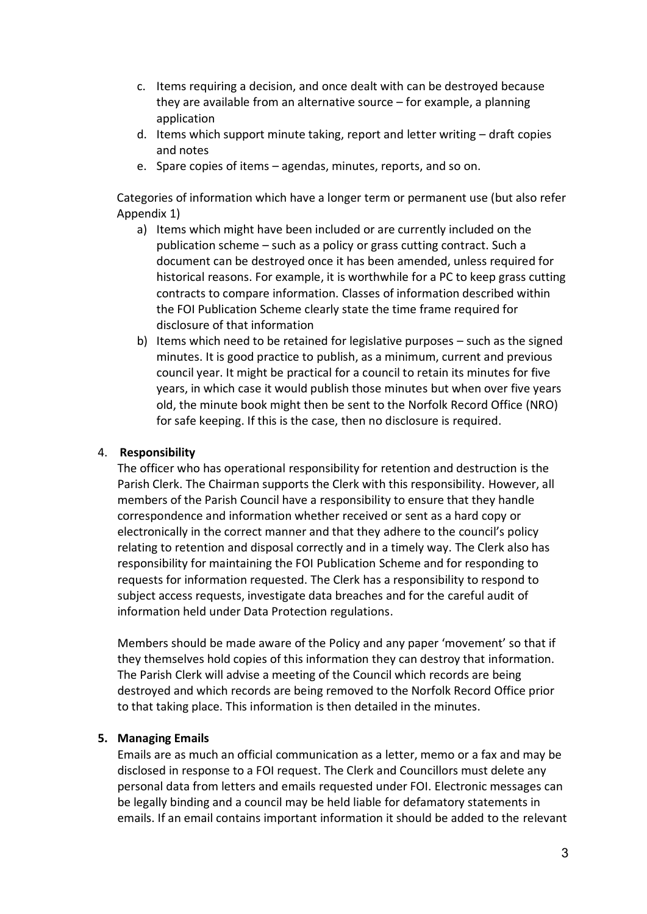c. Items requiring a decision, and once dealt with can be destroyed because they are available from an alternative source – for example, a planning application
d. Items which support minute taking, report and letter writing – draft copies and notes
e. Spare copies of items – agendas, minutes, reports, and so on.

Categories of information which have a longer term or permanent use (but also refer Appendix 1)

a) Items which might have been included or are currently included on the publication scheme – such as a policy or grass cutting contract. Such a document can be destroyed once it has been amended, unless required for historical reasons. For example, it is worthwhile for a PC to keep grass cutting contracts to compare information. Classes of information described within the FOI Publication Scheme clearly state the time frame required for disclosure of that information
b) Items which need to be retained for legislative purposes – such as the signed minutes. It is good practice to publish, as a minimum, current and previous council year. It might be practical for a council to retain its minutes for five years, in which case it would publish those minutes but when over five years old, the minute book might then be sent to the Norfolk Record Office (NRO) for safe keeping. If this is the case, then no disclosure is required.

## 4. Responsibility

The officer who has operational responsibility for retention and destruction is the Parish Clerk. The Chairman supports the Clerk with this responsibility. However, all members of the Parish Council have a responsibility to ensure that they handle correspondence and information whether received or sent as a hard copy or electronically in the correct manner and that they adhere to the council's policy relating to retention and disposal correctly and in a timely way. The Clerk also has responsibility for maintaining the FOI Publication Scheme and for responding to requests for information requested. The Clerk has a responsibility to respond to subject access requests, investigate data breaches and for the careful audit of information held under Data Protection regulations.

Members should be made aware of the Policy and any paper 'movement' so that if they themselves hold copies of this information they can destroy that information. The Parish Clerk will advise a meeting of the Council which records are being destroyed and which records are being removed to the Norfolk Record Office prior to that taking place. This information is then detailed in the minutes.

## 5. Managing Emails

Emails are as much an official communication as a letter, memo or a fax and may be disclosed in response to a FOI request. The Clerk and Councillors must delete any personal data from letters and emails requested under FOI. Electronic messages can be legally binding and a council may be held liable for defamatory statements in emails. If an email contains important information it should be added to the relevant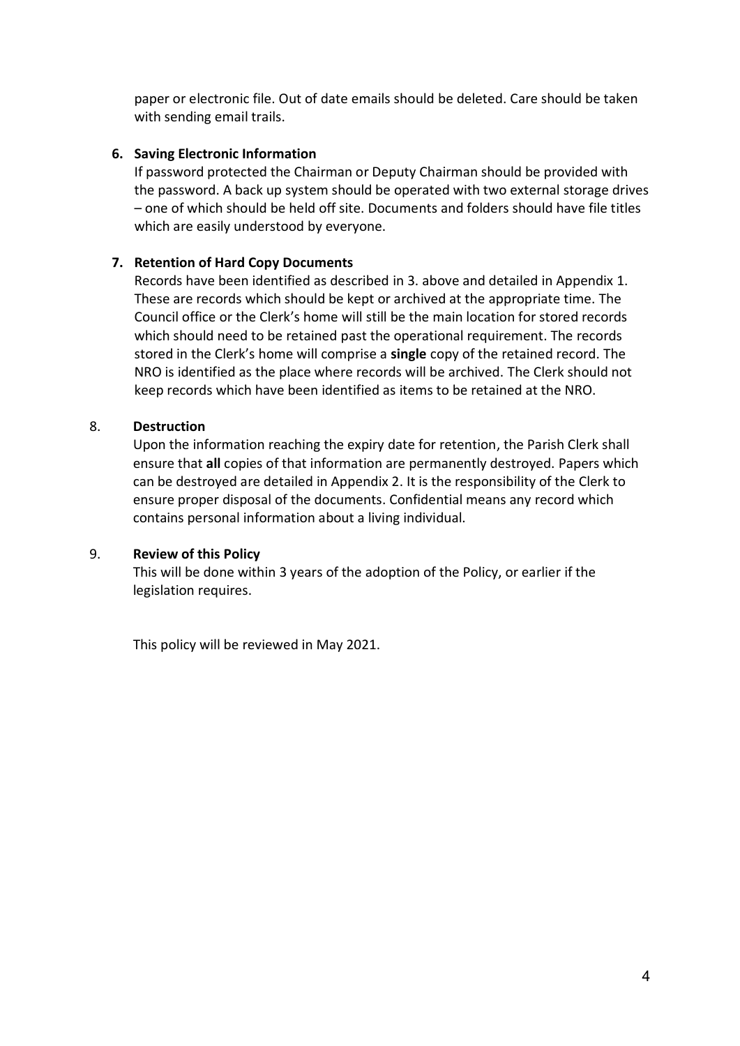paper or electronic file. Out of date emails should be deleted. Care should be taken with sending email trails.

**6. Saving Electronic Information**

If password protected the Chairman or Deputy Chairman should be provided with the password. A back up system should be operated with two external storage drives – one of which should be held off site. Documents and folders should have file titles which are easily understood by everyone.

**7. Retention of Hard Copy Documents**

Records have been identified as described in 3. above and detailed in Appendix 1. These are records which should be kept or archived at the appropriate time. The Council office or the Clerk's home will still be the main location for stored records which should need to be retained past the operational requirement. The records stored in the Clerk's home will comprise a **single** copy of the retained record. The NRO is identified as the place where records will be archived. The Clerk should not keep records which have been identified as items to be retained at the NRO.

8. **Destruction**

Upon the information reaching the expiry date for retention, the Parish Clerk shall ensure that **all** copies of that information are permanently destroyed. Papers which can be destroyed are detailed in Appendix 2. It is the responsibility of the Clerk to ensure proper disposal of the documents. Confidential means any record which contains personal information about a living individual.

9. **Review of this Policy**

This will be done within 3 years of the adoption of the Policy, or earlier if the legislation requires.

This policy will be reviewed in May 2021.